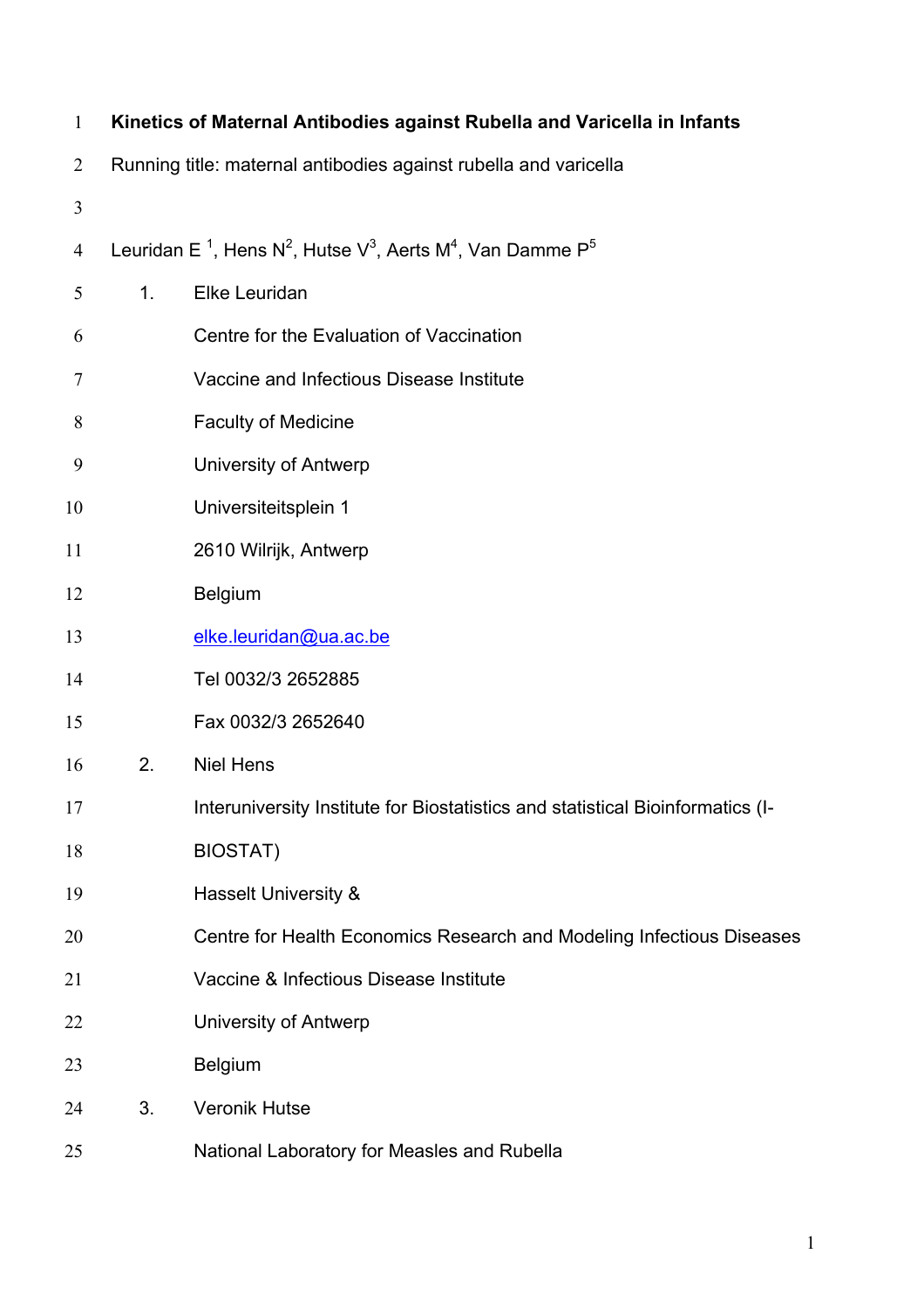# Kinetics of Maternal Antibodies against Rubella and Varicella in Infants

Running title: maternal antibodies against rubella and varicella

Leuridan E [1], Hens N[2], Hutse V[3], Aerts M[4], Van Damme P[5]

1. Elke Leuridan

   Centre for the Evaluation of Vaccination

   Vaccine and Infectious Disease Institute

   Faculty of Medicine

   University of Antwerp

   Universiteitsplein 1

   2610 Wilrijk, Antwerp

   Belgium

   elke.leuridan@ua.ac.be

   Tel 0032/3 2652885

   Fax 0032/3 2652640

2. Niel Hens

   Interuniversity Institute for Biostatistics and statistical Bioinformatics (I-BIOSTAT)

   Hasselt University &

   Centre for Health Economics Research and Modeling Infectious Diseases

   Vaccine & Infectious Disease Institute

   University of Antwerp

   Belgium

3. Veronik Hutse

   National Laboratory for Measles and Rubella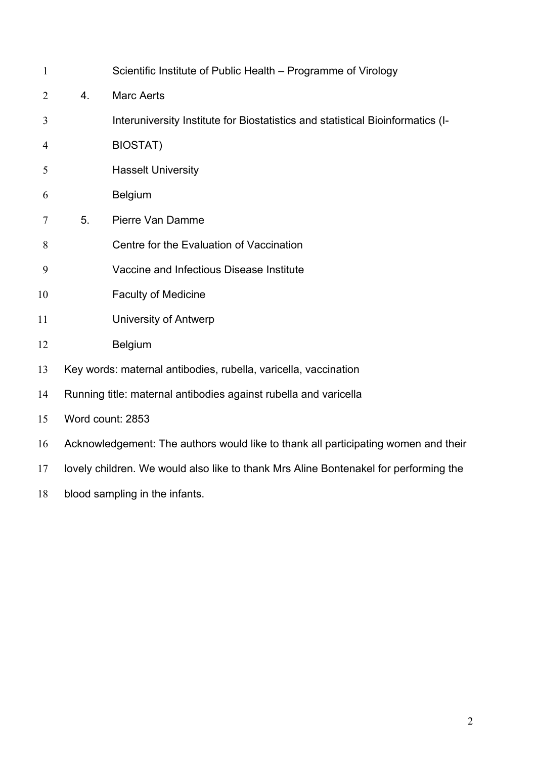Scientific Institute of Public Health – Programme of Virology

4. Marc Aerts

   Interuniversity Institute for Biostatistics and statistical Bioinformatics (I-BIOSTAT)

   Hasselt University

   Belgium

5. Pierre Van Damme

   Centre for the Evaluation of Vaccination

   Vaccine and Infectious Disease Institute

   Faculty of Medicine

   University of Antwerp

   Belgium

Key words: maternal antibodies, rubella, varicella, vaccination

Running title: maternal antibodies against rubella and varicella

Word count: 2853

Acknowledgement: The authors would like to thank all participating women and their lovely children. We would also like to thank Mrs Aline Bontenakel for performing the blood sampling in the infants.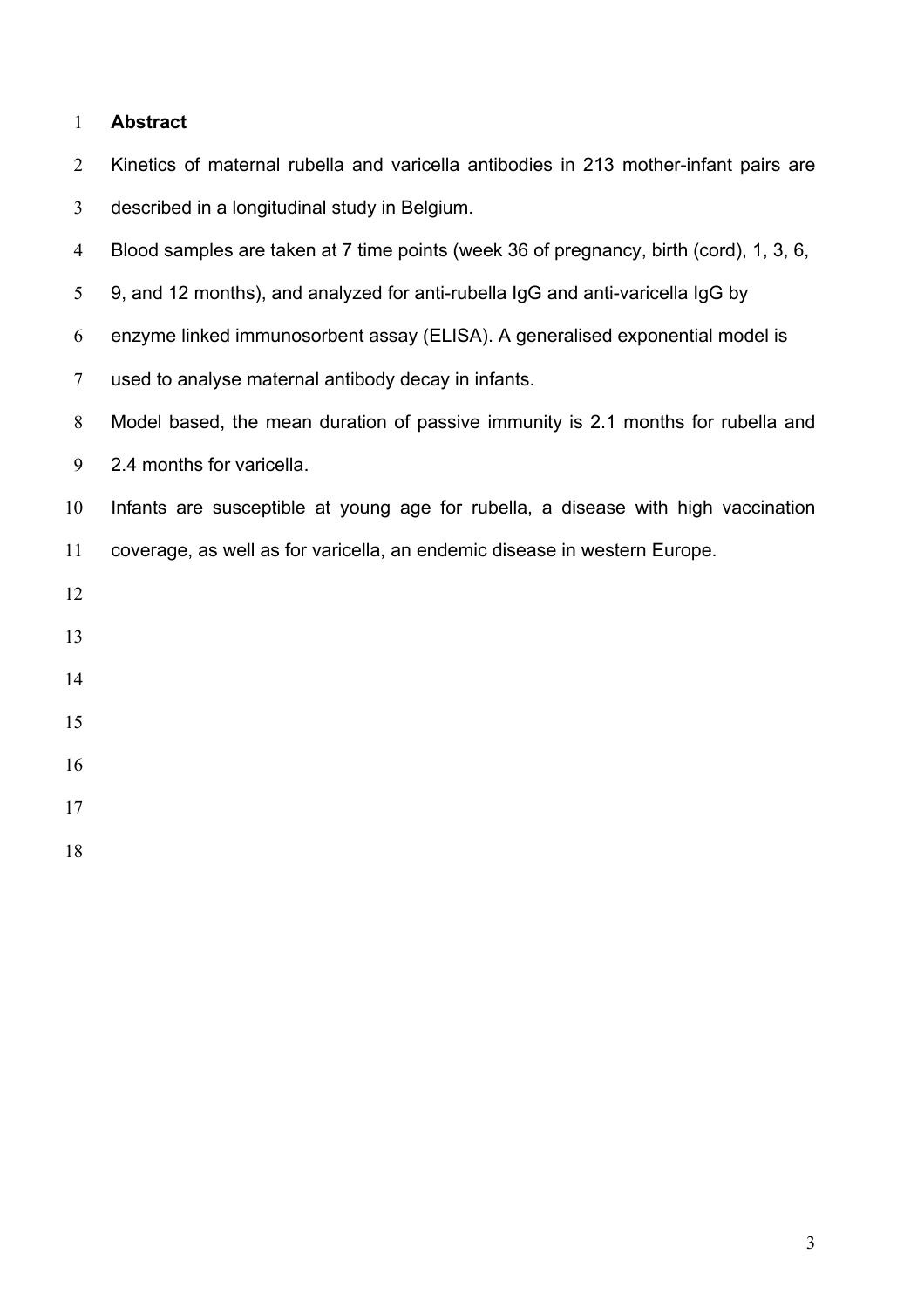## Abstract

Kinetics of maternal rubella and varicella antibodies in 213 mother-infant pairs are described in a longitudinal study in Belgium.

Blood samples are taken at 7 time points (week 36 of pregnancy, birth (cord), 1, 3, 6, 9, and 12 months), and analyzed for anti-rubella IgG and anti-varicella IgG by enzyme linked immunosorbent assay (ELISA). A generalised exponential model is used to analyse maternal antibody decay in infants.

Model based, the mean duration of passive immunity is 2.1 months for rubella and 2.4 months for varicella.

Infants are susceptible at young age for rubella, a disease with high vaccination coverage, as well as for varicella, an endemic disease in western Europe.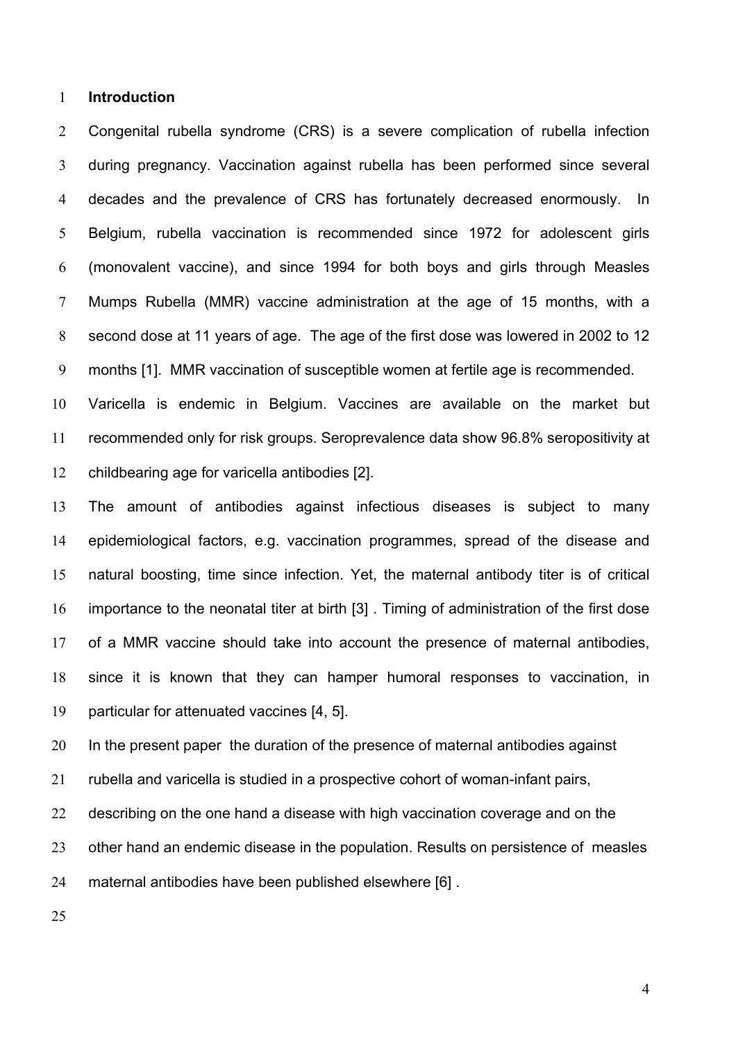## Introduction

Congenital rubella syndrome (CRS) is a severe complication of rubella infection during pregnancy. Vaccination against rubella has been performed since several decades and the prevalence of CRS has fortunately decreased enormously. In Belgium, rubella vaccination is recommended since 1972 for adolescent girls (monovalent vaccine), and since 1994 for both boys and girls through Measles Mumps Rubella (MMR) vaccine administration at the age of 15 months, with a second dose at 11 years of age. The age of the first dose was lowered in 2002 to 12 months [1]. MMR vaccination of susceptible women at fertile age is recommended.

Varicella is endemic in Belgium. Vaccines are available on the market but recommended only for risk groups. Seroprevalence data show 96.8% seropositivity at childbearing age for varicella antibodies [2].

The amount of antibodies against infectious diseases is subject to many epidemiological factors, e.g. vaccination programmes, spread of the disease and natural boosting, time since infection. Yet, the maternal antibody titer is of critical importance to the neonatal titer at birth [3] . Timing of administration of the first dose of a MMR vaccine should take into account the presence of maternal antibodies, since it is known that they can hamper humoral responses to vaccination, in particular for attenuated vaccines [4, 5].

In the present paper the duration of the presence of maternal antibodies against rubella and varicella is studied in a prospective cohort of woman-infant pairs, describing on the one hand a disease with high vaccination coverage and on the other hand an endemic disease in the population. Results on persistence of measles maternal antibodies have been published elsewhere [6] .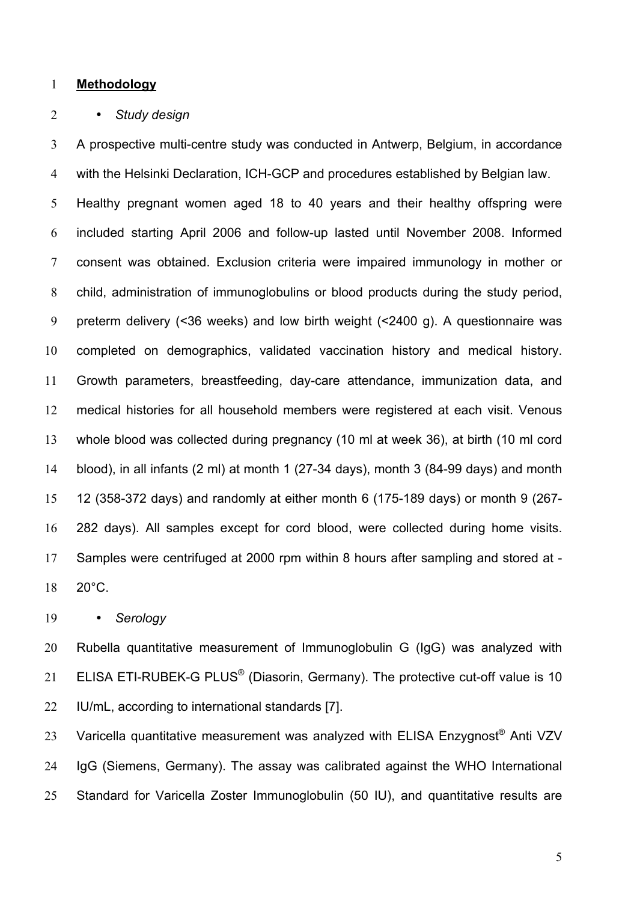## Methodology

- *Study design*

A prospective multi-centre study was conducted in Antwerp, Belgium, in accordance with the Helsinki Declaration, ICH-GCP and procedures established by Belgian law. Healthy pregnant women aged 18 to 40 years and their healthy offspring were included starting April 2006 and follow-up lasted until November 2008. Informed consent was obtained. Exclusion criteria were impaired immunology in mother or child, administration of immunoglobulins or blood products during the study period, preterm delivery (<36 weeks) and low birth weight (<2400 g). A questionnaire was completed on demographics, validated vaccination history and medical history. Growth parameters, breastfeeding, day-care attendance, immunization data, and medical histories for all household members were registered at each visit. Venous whole blood was collected during pregnancy (10 ml at week 36), at birth (10 ml cord blood), in all infants (2 ml) at month 1 (27-34 days), month 3 (84-99 days) and month 12 (358-372 days) and randomly at either month 6 (175-189 days) or month 9 (267-282 days). All samples except for cord blood, were collected during home visits. Samples were centrifuged at 2000 rpm within 8 hours after sampling and stored at -20°C.

- *Serology*

Rubella quantitative measurement of Immunoglobulin G (IgG) was analyzed with ELISA ETI-RUBEK-G PLUS® (Diasorin, Germany). The protective cut-off value is 10 IU/mL, according to international standards [7].

Varicella quantitative measurement was analyzed with ELISA Enzygnost® Anti VZV IgG (Siemens, Germany). The assay was calibrated against the WHO International Standard for Varicella Zoster Immunoglobulin (50 IU), and quantitative results are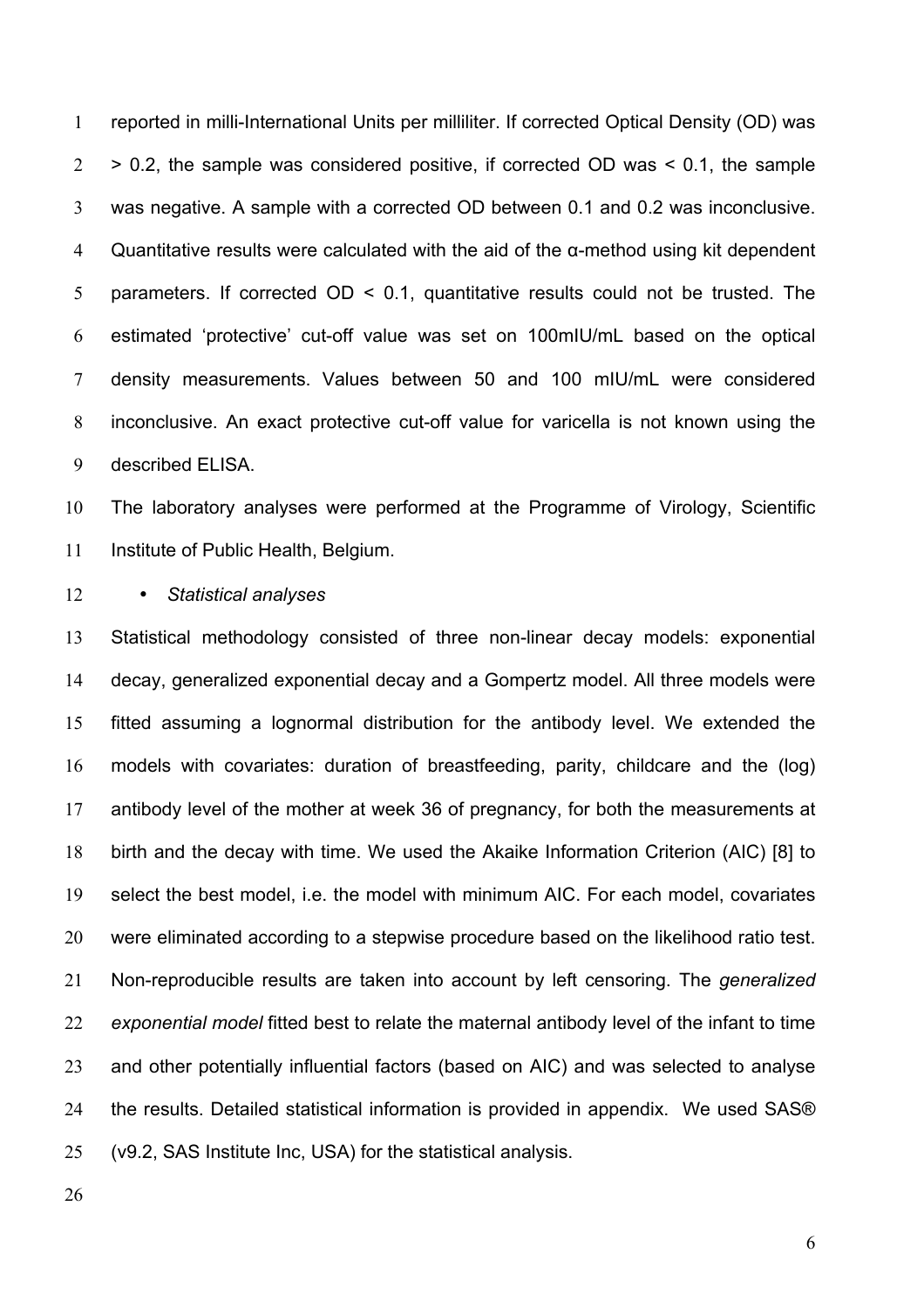reported in milli-International Units per milliliter. If corrected Optical Density (OD) was > 0.2, the sample was considered positive, if corrected OD was < 0.1, the sample was negative. A sample with a corrected OD between 0.1 and 0.2 was inconclusive. Quantitative results were calculated with the aid of the α-method using kit dependent parameters. If corrected OD < 0.1, quantitative results could not be trusted. The estimated 'protective' cut-off value was set on 100mIU/mL based on the optical density measurements. Values between 50 and 100 mIU/mL were considered inconclusive. An exact protective cut-off value for varicella is not known using the described ELISA.

The laboratory analyses were performed at the Programme of Virology, Scientific Institute of Public Health, Belgium.

- *Statistical analyses*

Statistical methodology consisted of three non-linear decay models: exponential decay, generalized exponential decay and a Gompertz model. All three models were fitted assuming a lognormal distribution for the antibody level. We extended the models with covariates: duration of breastfeeding, parity, childcare and the (log) antibody level of the mother at week 36 of pregnancy, for both the measurements at birth and the decay with time. We used the Akaike Information Criterion (AIC) [8] to select the best model, i.e. the model with minimum AIC. For each model, covariates were eliminated according to a stepwise procedure based on the likelihood ratio test. Non-reproducible results are taken into account by left censoring. The *generalized exponential model* fitted best to relate the maternal antibody level of the infant to time and other potentially influential factors (based on AIC) and was selected to analyse the results. Detailed statistical information is provided in appendix. We used SAS® (v9.2, SAS Institute Inc, USA) for the statistical analysis.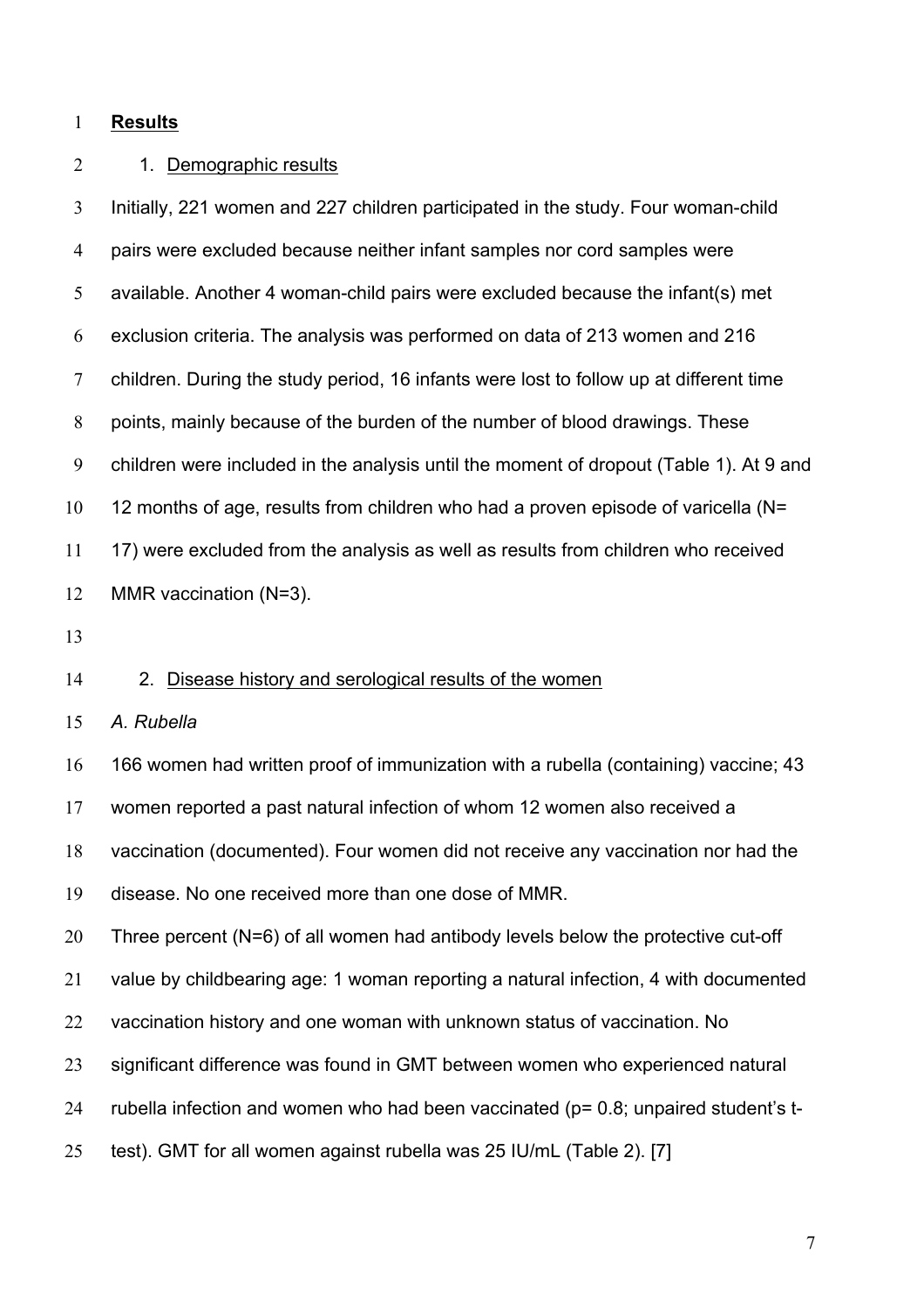# **Results**

1. Demographic results

Initially, 221 women and 227 children participated in the study. Four woman-child pairs were excluded because neither infant samples nor cord samples were available. Another 4 woman-child pairs were excluded because the infant(s) met exclusion criteria. The analysis was performed on data of 213 women and 216 children. During the study period, 16 infants were lost to follow up at different time points, mainly because of the burden of the number of blood drawings. These children were included in the analysis until the moment of dropout (Table 1). At 9 and 12 months of age, results from children who had a proven episode of varicella (N= 17) were excluded from the analysis as well as results from children who received MMR vaccination (N=3).

2. Disease history and serological results of the women

*A. Rubella*

166 women had written proof of immunization with a rubella (containing) vaccine; 43 women reported a past natural infection of whom 12 women also received a vaccination (documented). Four women did not receive any vaccination nor had the disease. No one received more than one dose of MMR.

Three percent (N=6) of all women had antibody levels below the protective cut-off value by childbearing age: 1 woman reporting a natural infection, 4 with documented vaccination history and one woman with unknown status of vaccination. No significant difference was found in GMT between women who experienced natural rubella infection and women who had been vaccinated ($p = 0.8$; unpaired student's t-test). GMT for all women against rubella was 25 IU/mL (Table 2). [7]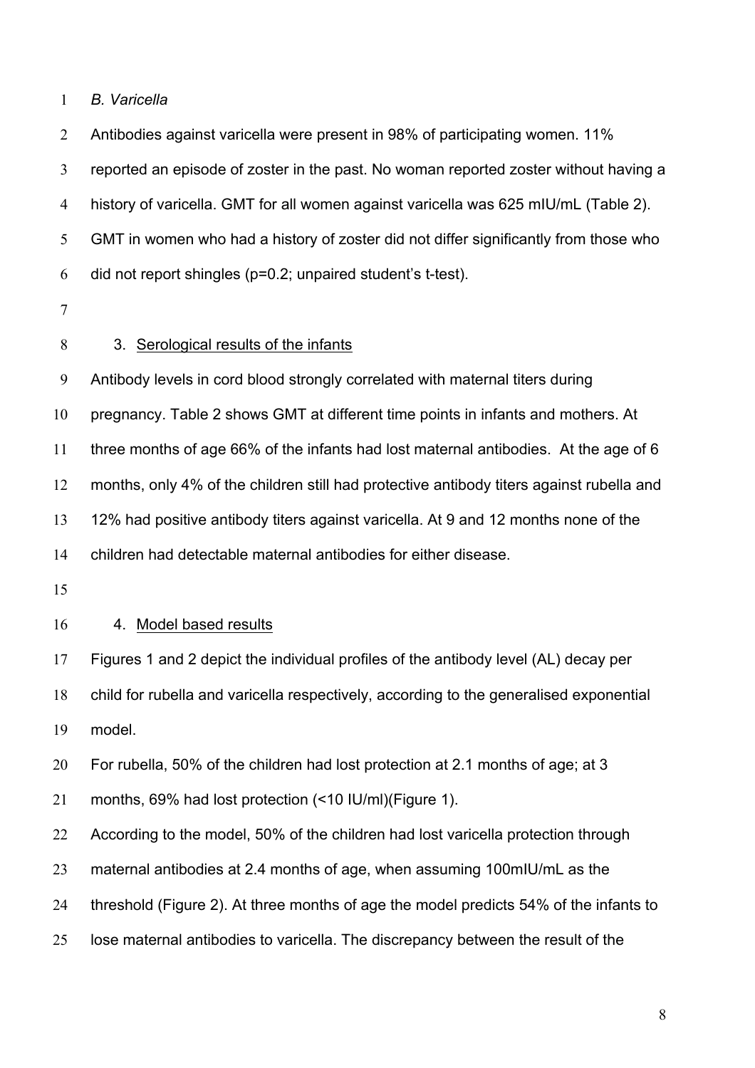*B. Varicella*

Antibodies against varicella were present in 98% of participating women. 11% reported an episode of zoster in the past. No woman reported zoster without having a history of varicella. GMT for all women against varicella was 625 mIU/mL (Table 2). GMT in women who had a history of zoster did not differ significantly from those who did not report shingles (p=0.2; unpaired student's t-test).

3. <u>Serological results of the infants</u>

Antibody levels in cord blood strongly correlated with maternal titers during pregnancy. Table 2 shows GMT at different time points in infants and mothers. At three months of age 66% of the infants had lost maternal antibodies. At the age of 6 months, only 4% of the children still had protective antibody titers against rubella and 12% had positive antibody titers against varicella. At 9 and 12 months none of the children had detectable maternal antibodies for either disease.

4. <u>Model based results</u>

Figures 1 and 2 depict the individual profiles of the antibody level (AL) decay per child for rubella and varicella respectively, according to the generalised exponential model.

For rubella, 50% of the children had lost protection at 2.1 months of age; at 3 months, 69% had lost protection (<10 IU/ml)(Figure 1).

According to the model, 50% of the children had lost varicella protection through maternal antibodies at 2.4 months of age, when assuming 100mIU/mL as the threshold (Figure 2). At three months of age the model predicts 54% of the infants to lose maternal antibodies to varicella. The discrepancy between the result of the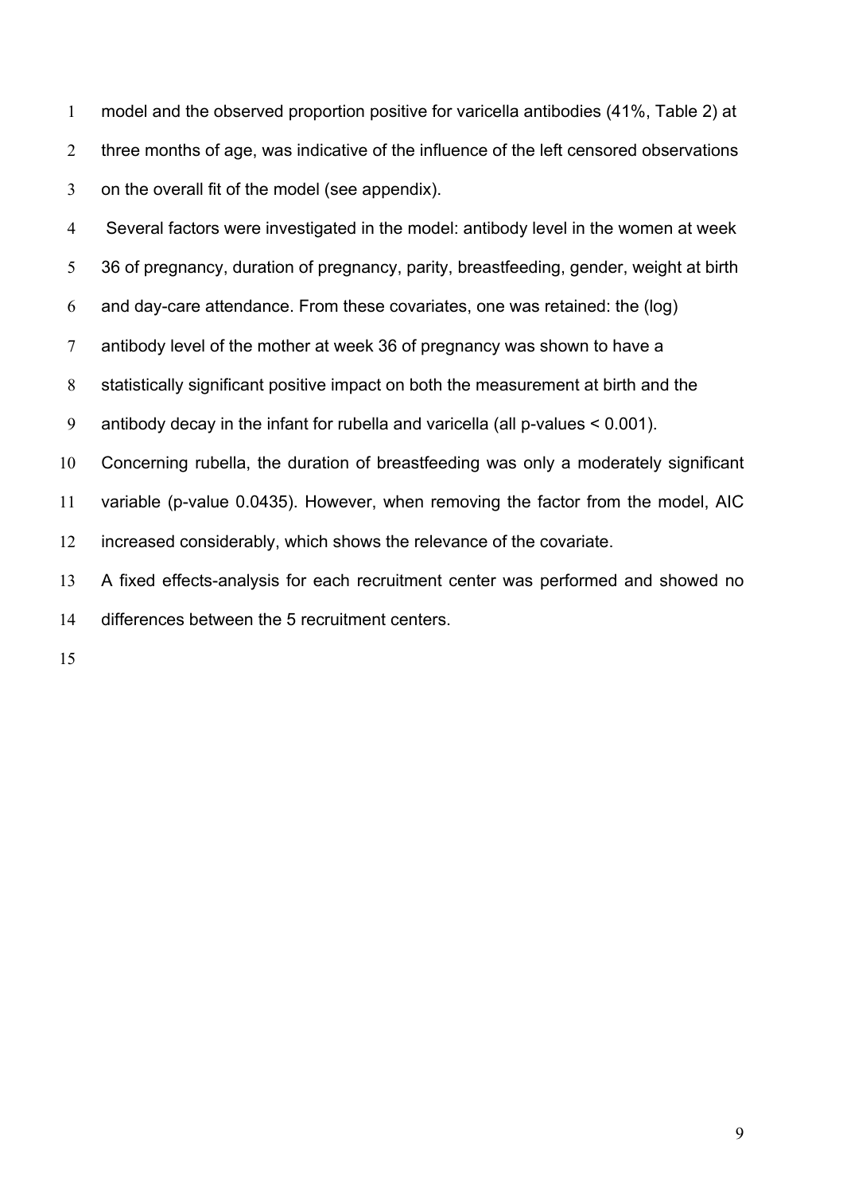model and the observed proportion positive for varicella antibodies (41%, Table 2) at three months of age, was indicative of the influence of the left censored observations on the overall fit of the model (see appendix).

Several factors were investigated in the model: antibody level in the women at week 36 of pregnancy, duration of pregnancy, parity, breastfeeding, gender, weight at birth and day-care attendance. From these covariates, one was retained: the (log) antibody level of the mother at week 36 of pregnancy was shown to have a statistically significant positive impact on both the measurement at birth and the antibody decay in the infant for rubella and varicella (all p-values < 0.001).

Concerning rubella, the duration of breastfeeding was only a moderately significant variable (p-value 0.0435). However, when removing the factor from the model, AIC increased considerably, which shows the relevance of the covariate.

A fixed effects-analysis for each recruitment center was performed and showed no differences between the 5 recruitment centers.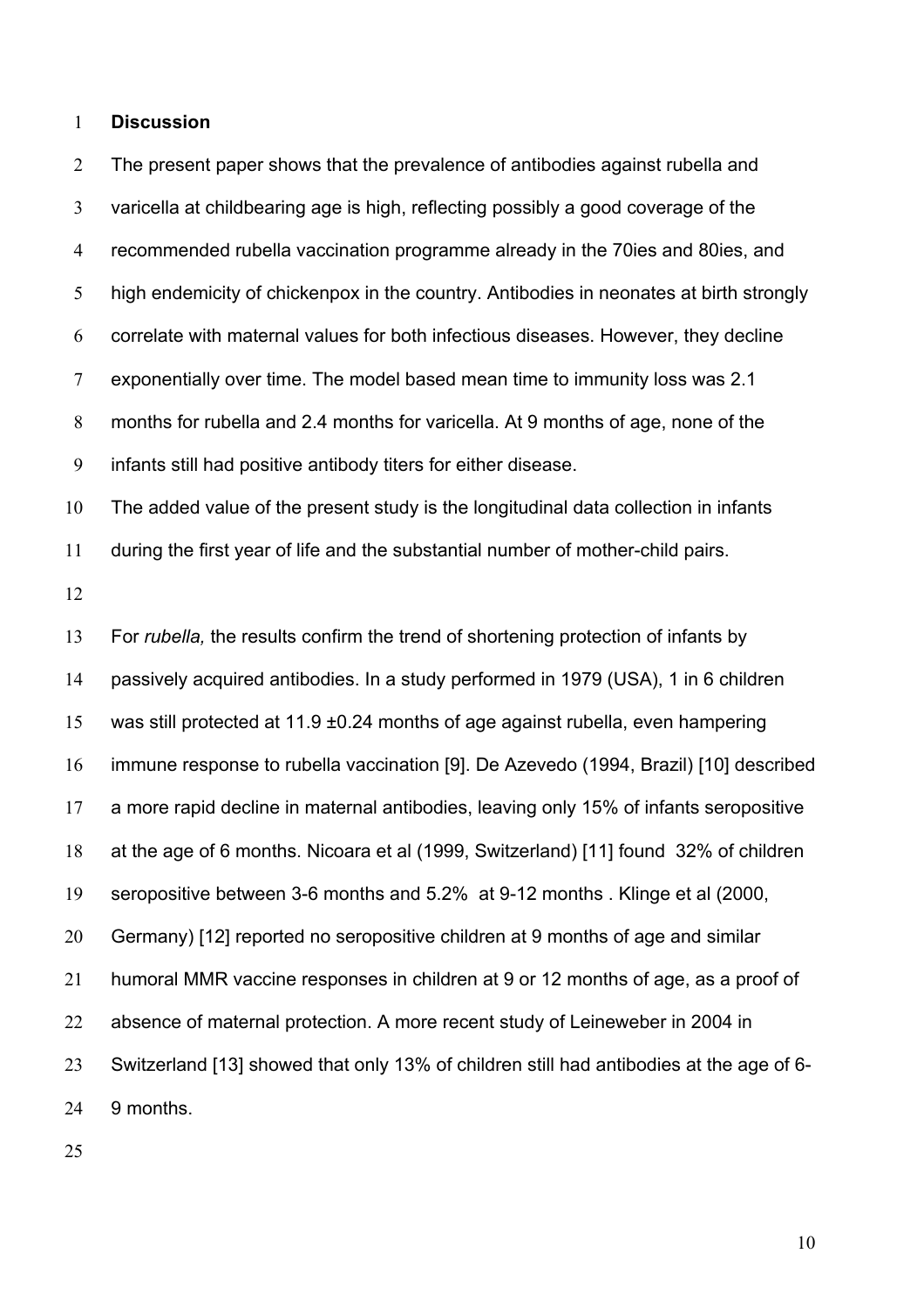## Discussion

The present paper shows that the prevalence of antibodies against rubella and varicella at childbearing age is high, reflecting possibly a good coverage of the recommended rubella vaccination programme already in the 70ies and 80ies, and high endemicity of chickenpox in the country. Antibodies in neonates at birth strongly correlate with maternal values for both infectious diseases. However, they decline exponentially over time. The model based mean time to immunity loss was 2.1 months for rubella and 2.4 months for varicella. At 9 months of age, none of the infants still had positive antibody titers for either disease.

The added value of the present study is the longitudinal data collection in infants during the first year of life and the substantial number of mother-child pairs.

For *rubella,* the results confirm the trend of shortening protection of infants by passively acquired antibodies. In a study performed in 1979 (USA), 1 in 6 children was still protected at 11.9 ±0.24 months of age against rubella, even hampering immune response to rubella vaccination [9]. De Azevedo (1994, Brazil) [10] described a more rapid decline in maternal antibodies, leaving only 15% of infants seropositive at the age of 6 months. Nicoara et al (1999, Switzerland) [11] found 32% of children seropositive between 3-6 months and 5.2% at 9-12 months . Klinge et al (2000, Germany) [12] reported no seropositive children at 9 months of age and similar humoral MMR vaccine responses in children at 9 or 12 months of age, as a proof of absence of maternal protection. A more recent study of Leineweber in 2004 in Switzerland [13] showed that only 13% of children still had antibodies at the age of 6-9 months.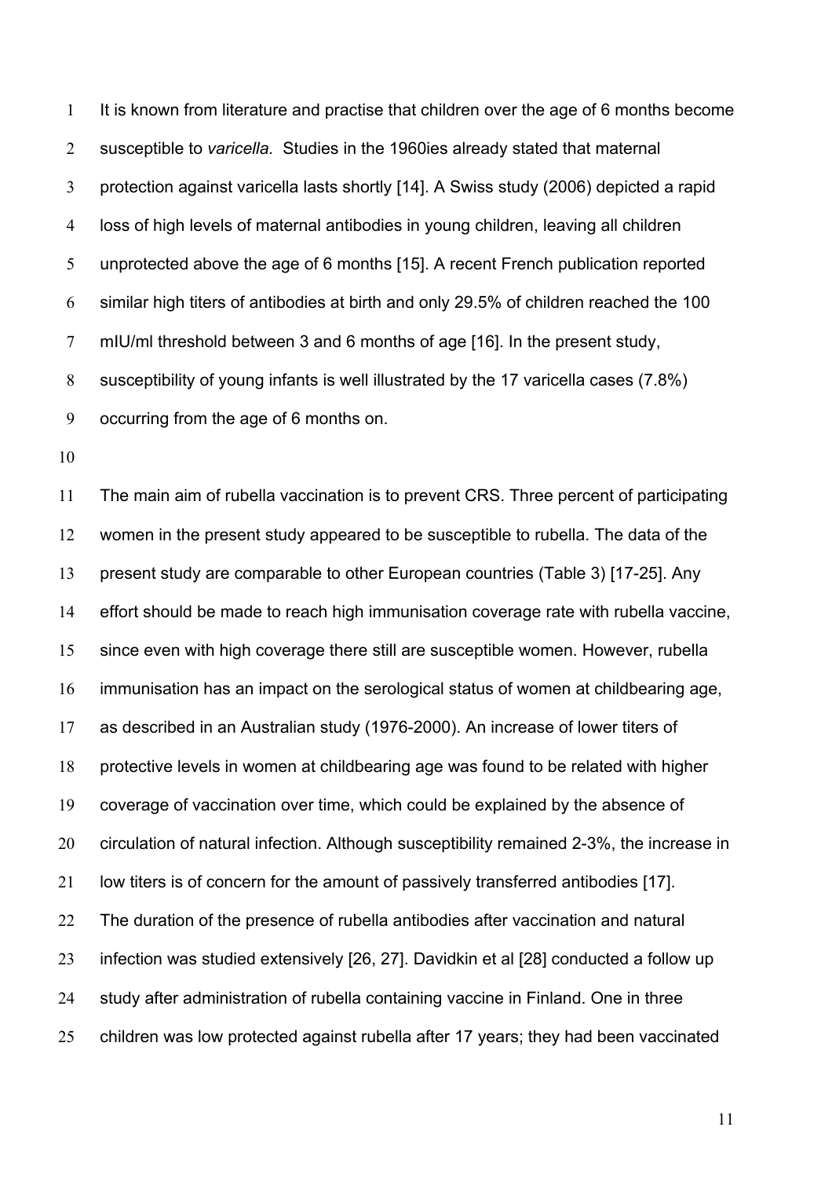It is known from literature and practise that children over the age of 6 months become susceptible to *varicella.* Studies in the 1960ies already stated that maternal protection against varicella lasts shortly [14]. A Swiss study (2006) depicted a rapid loss of high levels of maternal antibodies in young children, leaving all children unprotected above the age of 6 months [15]. A recent French publication reported similar high titers of antibodies at birth and only 29.5% of children reached the 100 mIU/ml threshold between 3 and 6 months of age [16]. In the present study, susceptibility of young infants is well illustrated by the 17 varicella cases (7.8%) occurring from the age of 6 months on.

The main aim of rubella vaccination is to prevent CRS. Three percent of participating women in the present study appeared to be susceptible to rubella. The data of the present study are comparable to other European countries (Table 3) [17-25]. Any effort should be made to reach high immunisation coverage rate with rubella vaccine, since even with high coverage there still are susceptible women. However, rubella immunisation has an impact on the serological status of women at childbearing age, as described in an Australian study (1976-2000). An increase of lower titers of protective levels in women at childbearing age was found to be related with higher coverage of vaccination over time, which could be explained by the absence of circulation of natural infection. Although susceptibility remained 2-3%, the increase in low titers is of concern for the amount of passively transferred antibodies [17]. The duration of the presence of rubella antibodies after vaccination and natural infection was studied extensively [26, 27]. Davidkin et al [28] conducted a follow up study after administration of rubella containing vaccine in Finland. One in three children was low protected against rubella after 17 years; they had been vaccinated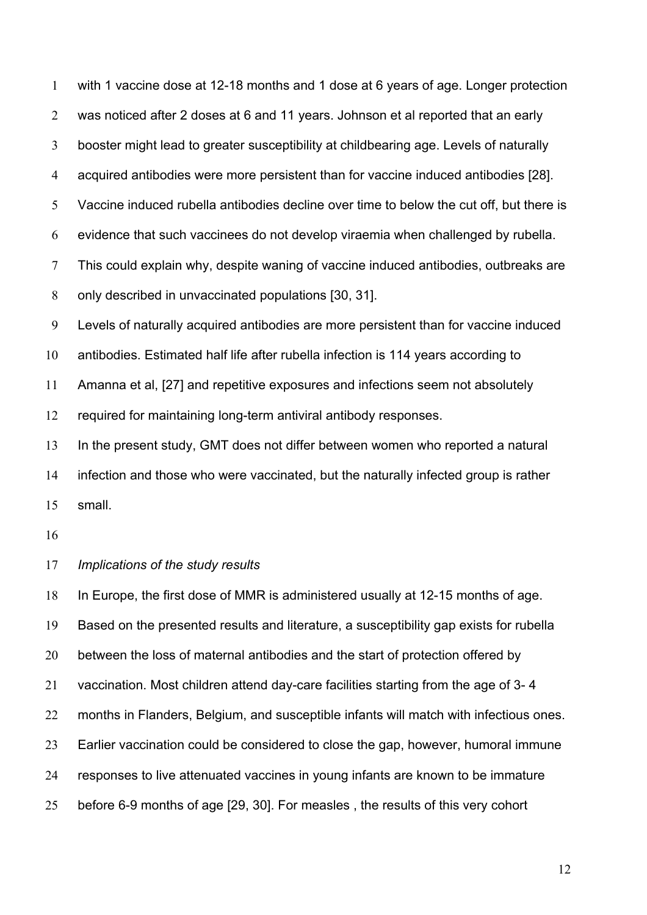with 1 vaccine dose at 12-18 months and 1 dose at 6 years of age. Longer protection was noticed after 2 doses at 6 and 11 years. Johnson et al reported that an early booster might lead to greater susceptibility at childbearing age. Levels of naturally acquired antibodies were more persistent than for vaccine induced antibodies [28]. Vaccine induced rubella antibodies decline over time to below the cut off, but there is evidence that such vaccinees do not develop viraemia when challenged by rubella. This could explain why, despite waning of vaccine induced antibodies, outbreaks are only described in unvaccinated populations [30, 31].

Levels of naturally acquired antibodies are more persistent than for vaccine induced antibodies. Estimated half life after rubella infection is 114 years according to Amanna et al, [27] and repetitive exposures and infections seem not absolutely required for maintaining long-term antiviral antibody responses.

In the present study, GMT does not differ between women who reported a natural infection and those who were vaccinated, but the naturally infected group is rather small.

*Implications of the study results*

In Europe, the first dose of MMR is administered usually at 12-15 months of age. Based on the presented results and literature, a susceptibility gap exists for rubella between the loss of maternal antibodies and the start of protection offered by vaccination. Most children attend day-care facilities starting from the age of 3- 4 months in Flanders, Belgium, and susceptible infants will match with infectious ones. Earlier vaccination could be considered to close the gap, however, humoral immune responses to live attenuated vaccines in young infants are known to be immature before 6-9 months of age [29, 30]. For measles , the results of this very cohort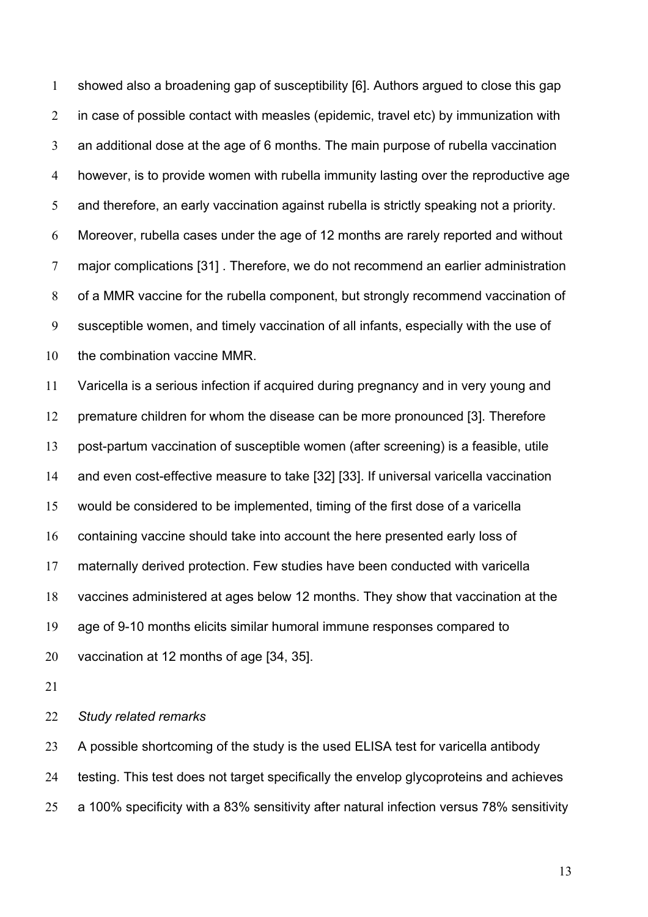showed also a broadening gap of susceptibility [6]. Authors argued to close this gap in case of possible contact with measles (epidemic, travel etc) by immunization with an additional dose at the age of 6 months. The main purpose of rubella vaccination however, is to provide women with rubella immunity lasting over the reproductive age and therefore, an early vaccination against rubella is strictly speaking not a priority. Moreover, rubella cases under the age of 12 months are rarely reported and without major complications [31] . Therefore, we do not recommend an earlier administration of a MMR vaccine for the rubella component, but strongly recommend vaccination of susceptible women, and timely vaccination of all infants, especially with the use of the combination vaccine MMR.

Varicella is a serious infection if acquired during pregnancy and in very young and premature children for whom the disease can be more pronounced [3]. Therefore post-partum vaccination of susceptible women (after screening) is a feasible, utile and even cost-effective measure to take [32] [33]. If universal varicella vaccination would be considered to be implemented, timing of the first dose of a varicella containing vaccine should take into account the here presented early loss of maternally derived protection. Few studies have been conducted with varicella vaccines administered at ages below 12 months. They show that vaccination at the age of 9-10 months elicits similar humoral immune responses compared to vaccination at 12 months of age [34, 35].

*Study related remarks*

A possible shortcoming of the study is the used ELISA test for varicella antibody testing. This test does not target specifically the envelop glycoproteins and achieves a 100% specificity with a 83% sensitivity after natural infection versus 78% sensitivity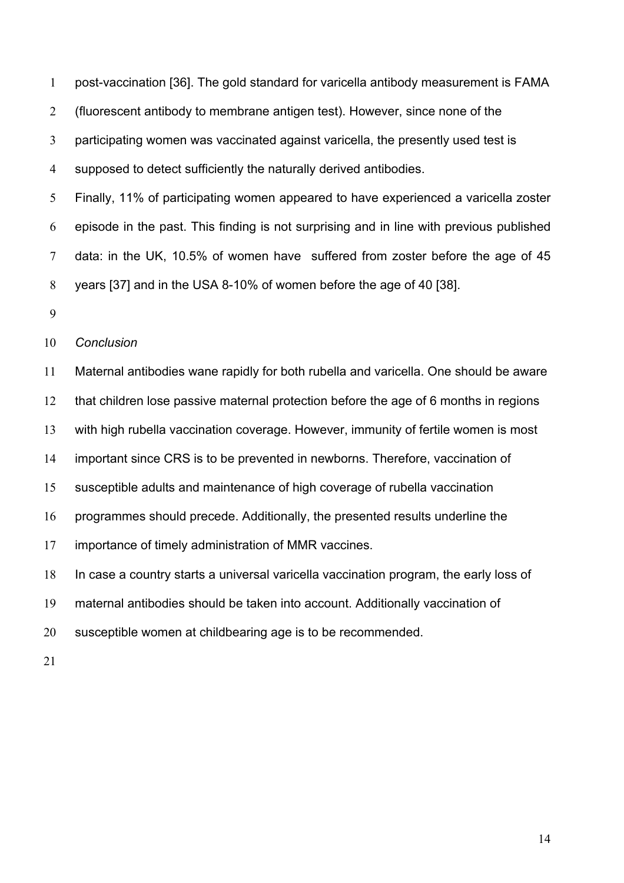post-vaccination [36]. The gold standard for varicella antibody measurement is FAMA (fluorescent antibody to membrane antigen test). However, since none of the participating women was vaccinated against varicella, the presently used test is supposed to detect sufficiently the naturally derived antibodies.

Finally, 11% of participating women appeared to have experienced a varicella zoster episode in the past. This finding is not surprising and in line with previous published data: in the UK, 10.5% of women have suffered from zoster before the age of 45 years [37] and in the USA 8-10% of women before the age of 40 [38].

*Conclusion*

Maternal antibodies wane rapidly for both rubella and varicella. One should be aware that children lose passive maternal protection before the age of 6 months in regions with high rubella vaccination coverage. However, immunity of fertile women is most important since CRS is to be prevented in newborns. Therefore, vaccination of susceptible adults and maintenance of high coverage of rubella vaccination programmes should precede. Additionally, the presented results underline the importance of timely administration of MMR vaccines.

In case a country starts a universal varicella vaccination program, the early loss of maternal antibodies should be taken into account. Additionally vaccination of susceptible women at childbearing age is to be recommended.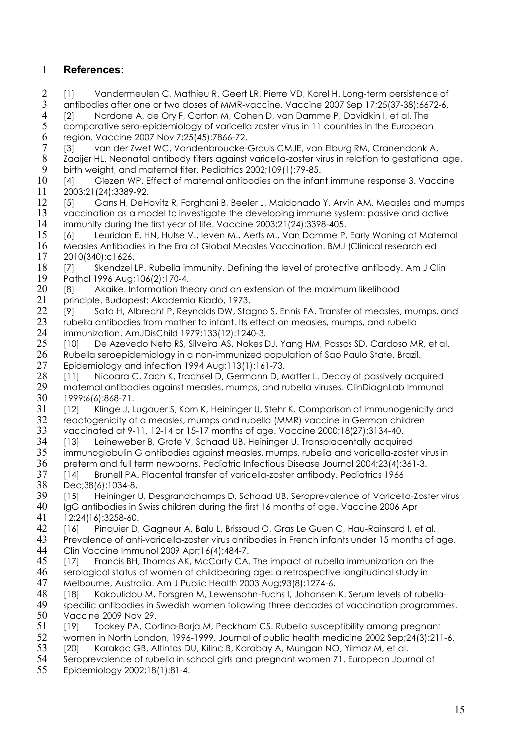## References:

[1] Vandermeulen C, Mathieu R, Geert LR, Pierre VD, Karel H. Long-term persistence of antibodies after one or two doses of MMR-vaccine. Vaccine 2007 Sep 17;25(37-38):6672-6.

[2] Nardone A, de Ory F, Carton M, Cohen D, van Damme P, Davidkin I, et al. The comparative sero-epidemiology of varicella zoster virus in 11 countries in the European region. Vaccine 2007 Nov 7;25(45):7866-72.

[3] van der Zwet WC, Vandenbroucke-Grauls CMJE, van Elburg RM, Cranendonk A, Zaaijer HL. Neonatal antibody titers against varicella-zoster virus in relation to gestational age, birth weight, and maternal titer. Pediatrics 2002;109(1):79-85.

[4] Glezen WP. Effect of maternal antibodies on the infant immune response 3. Vaccine 2003;21(24):3389-92.

[5] Gans H, DeHovitz R, Forghani B, Beeler J, Maldonado Y, Arvin AM. Measles and mumps vaccination as a model to investigate the developing immune system: passive and active immunity during the first year of life. Vaccine 2003;21(24):3398-405.

[6] Leuridan E. HN, Hutse V., Ieven M., Aerts M., Van Damme P. Early Waning of Maternal Measles Antibodies in the Era of Global Measles Vaccination. BMJ (Clinical research ed 2010(340):c1626.

[7] Skendzel LP. Rubella immunity. Defining the level of protective antibody. Am J Clin Pathol 1996 Aug;106(2):170-4.

[8] Akaike. Information theory and an extension of the maximum likelihood principle. Budapest: Akademia Kiado, 1973.

[9] Sato H, Albrecht P, Reynolds DW, Stagno S, Ennis FA. Transfer of measles, mumps, and rubella antibodies from mother to infant. Its effect on measles, mumps, and rubella immunization. AmJDisChild 1979;133(12):1240-3.

[10] De Azevedo Neto RS, Silveira AS, Nokes DJ, Yang HM, Passos SD, Cardoso MR, et al. Rubella seroepidemiology in a non-immunized population of Sao Paulo State, Brazil. Epidemiology and infection 1994 Aug;113(1):161-73.

[11] Nicoara C, Zach K, Trachsel D, Germann D, Matter L. Decay of passively acquired maternal antibodies against measles, mumps, and rubella viruses. ClinDiagnLab Immunol 1999;6(6):868-71.

[12] Klinge J, Lugauer S, Korn K, Heininger U, Stehr K. Comparison of immunogenicity and reactogenicity of a measles, mumps and rubella (MMR) vaccine in German children vaccinated at 9-11, 12-14 or 15-17 months of age. Vaccine 2000;18(27):3134-40.

[13] Leineweber B, Grote V, Schaad UB, Heininger U. Transplacentally acquired immunoglobulin G antibodies against measles, mumps, rubella and varicella-zoster virus in preterm and full term newborns. Pediatric Infectious Disease Journal 2004;23(4):361-3.

[14] Brunell PA. Placental transfer of varicella-zoster antibody. Pediatrics 1966 Dec;38(6):1034-8.

[15] Heininger U, Desgrandchamps D, Schaad UB. Seroprevalence of Varicella-Zoster virus IgG antibodies in Swiss children during the first 16 months of age. Vaccine 2006 Apr 12;24(16):3258-60.

[16] Pinquier D, Gagneur A, Balu L, Brissaud O, Gras Le Guen C, Hau-Rainsard I, et al. Prevalence of anti-varicella-zoster virus antibodies in French infants under 15 months of age. Clin Vaccine Immunol 2009 Apr;16(4):484-7.

[17] Francis BH, Thomas AK, McCarty CA. The impact of rubella immunization on the serological status of women of childbearing age: a retrospective longitudinal study in Melbourne, Australia. Am J Public Health 2003 Aug;93(8):1274-6.

[18] Kakoulidou M, Forsgren M, Lewensohn-Fuchs I, Johansen K. Serum levels of rubella-specific antibodies in Swedish women following three decades of vaccination programmes. Vaccine 2009 Nov 29.

[19] Tookey PA, Cortina-Borja M, Peckham CS. Rubella susceptibility among pregnant women in North London, 1996-1999. Journal of public health medicine 2002 Sep;24(3):211-6.

[20] Karakoc GB, Altintas DU, Kilinc B, Karabay A, Mungan NO, Yilmaz M, et al. Seroprevalence of rubella in school girls and pregnant women 71. European Journal of Epidemiology 2002;18(1):81-4.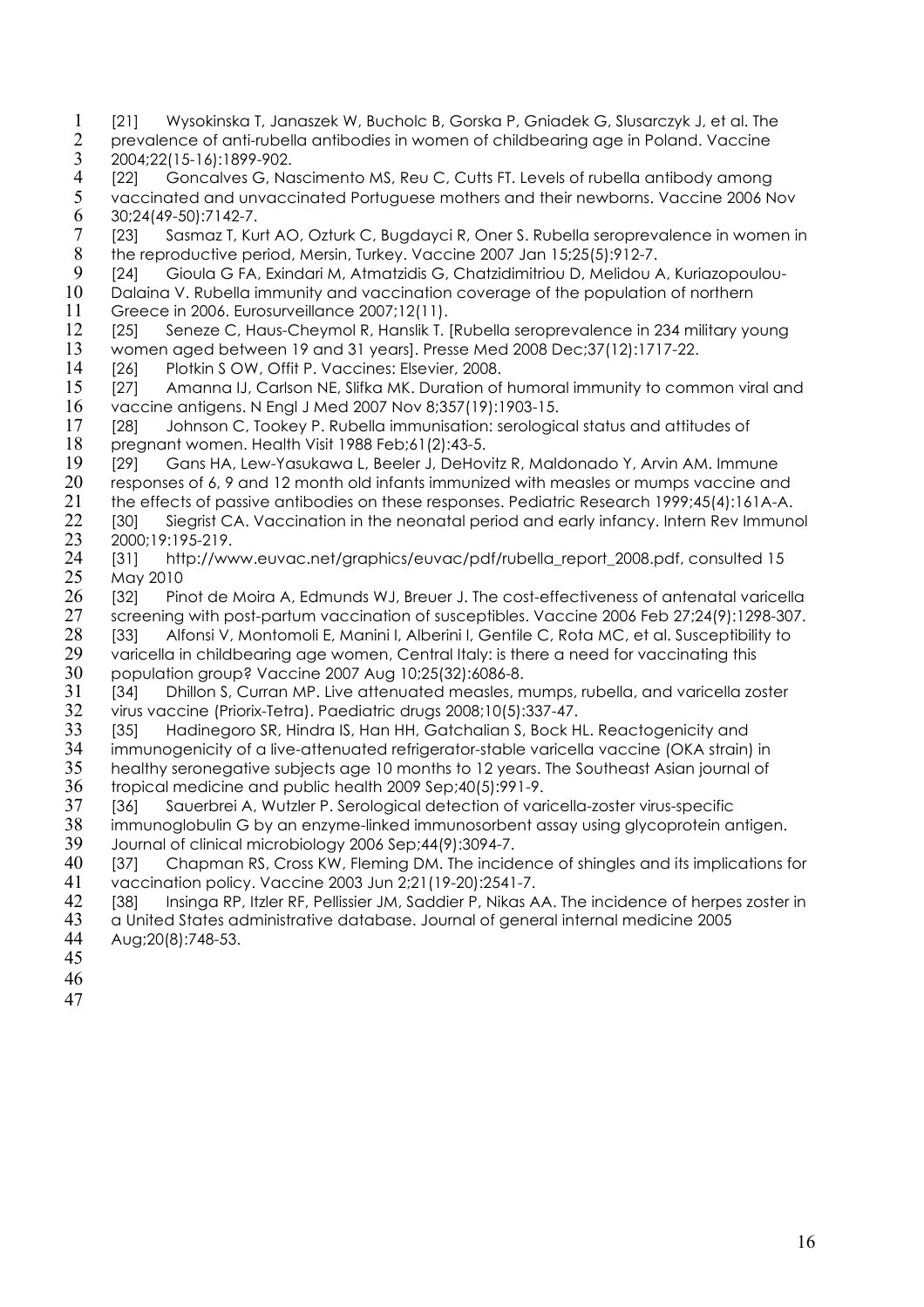[21] Wysokinska T, Janaszek W, Bucholc B, Gorska P, Gniadek G, Slusarczyk J, et al. The prevalence of anti-rubella antibodies in women of childbearing age in Poland. Vaccine 2004;22(15-16):1899-902.

[22] Goncalves G, Nascimento MS, Reu C, Cutts FT. Levels of rubella antibody among vaccinated and unvaccinated Portuguese mothers and their newborns. Vaccine 2006 Nov 30;24(49-50):7142-7.

[23] Sasmaz T, Kurt AO, Ozturk C, Bugdayci R, Oner S. Rubella seroprevalence in women in the reproductive period, Mersin, Turkey. Vaccine 2007 Jan 15;25(5):912-7.

[24] Gioula G FA, Exindari M, Atmatzidis G, Chatzidimitriou D, Melidou A, Kuriazopoulou-Dalaina V. Rubella immunity and vaccination coverage of the population of northern Greece in 2006. Eurosurveillance 2007;12(11).

[25] Seneze C, Haus-Cheymol R, Hanslik T. [Rubella seroprevalence in 234 military young women aged between 19 and 31 years]. Presse Med 2008 Dec;37(12):1717-22.

[26] Plotkin S OW, Offit P. Vaccines: Elsevier, 2008.

[27] Amanna IJ, Carlson NE, Slifka MK. Duration of humoral immunity to common viral and vaccine antigens. N Engl J Med 2007 Nov 8;357(19):1903-15.

[28] Johnson C, Tookey P. Rubella immunisation: serological status and attitudes of pregnant women. Health Visit 1988 Feb;61(2):43-5.

[29] Gans HA, Lew-Yasukawa L, Beeler J, DeHovitz R, Maldonado Y, Arvin AM. Immune responses of 6, 9 and 12 month old infants immunized with measles or mumps vaccine and the effects of passive antibodies on these responses. Pediatric Research 1999;45(4):161A-A.

[30] Siegrist CA. Vaccination in the neonatal period and early infancy. Intern Rev Immunol 2000;19:195-219.

[31] http://www.euvac.net/graphics/euvac/pdf/rubella_report_2008.pdf, consulted 15 May 2010

[32] Pinot de Moira A, Edmunds WJ, Breuer J. The cost-effectiveness of antenatal varicella screening with post-partum vaccination of susceptibles. Vaccine 2006 Feb 27;24(9):1298-307.

[33] Alfonsi V, Montomoli E, Manini I, Alberini I, Gentile C, Rota MC, et al. Susceptibility to varicella in childbearing age women, Central Italy: is there a need for vaccinating this population group? Vaccine 2007 Aug 10;25(32):6086-8.

[34] Dhillon S, Curran MP. Live attenuated measles, mumps, rubella, and varicella zoster virus vaccine (Priorix-Tetra). Paediatric drugs 2008;10(5):337-47.

[35] Hadinegoro SR, Hindra IS, Han HH, Gatchalian S, Bock HL. Reactogenicity and immunogenicity of a live-attenuated refrigerator-stable varicella vaccine (OKA strain) in healthy seronegative subjects age 10 months to 12 years. The Southeast Asian journal of tropical medicine and public health 2009 Sep;40(5):991-9.

[36] Sauerbrei A, Wutzler P. Serological detection of varicella-zoster virus-specific immunoglobulin G by an enzyme-linked immunosorbent assay using glycoprotein antigen. Journal of clinical microbiology 2006 Sep;44(9):3094-7.

[37] Chapman RS, Cross KW, Fleming DM. The incidence of shingles and its implications for vaccination policy. Vaccine 2003 Jun 2;21(19-20):2541-7.

[38] Insinga RP, Itzler RF, Pellissier JM, Saddier P, Nikas AA. The incidence of herpes zoster in a United States administrative database. Journal of general internal medicine 2005 Aug;20(8):748-53.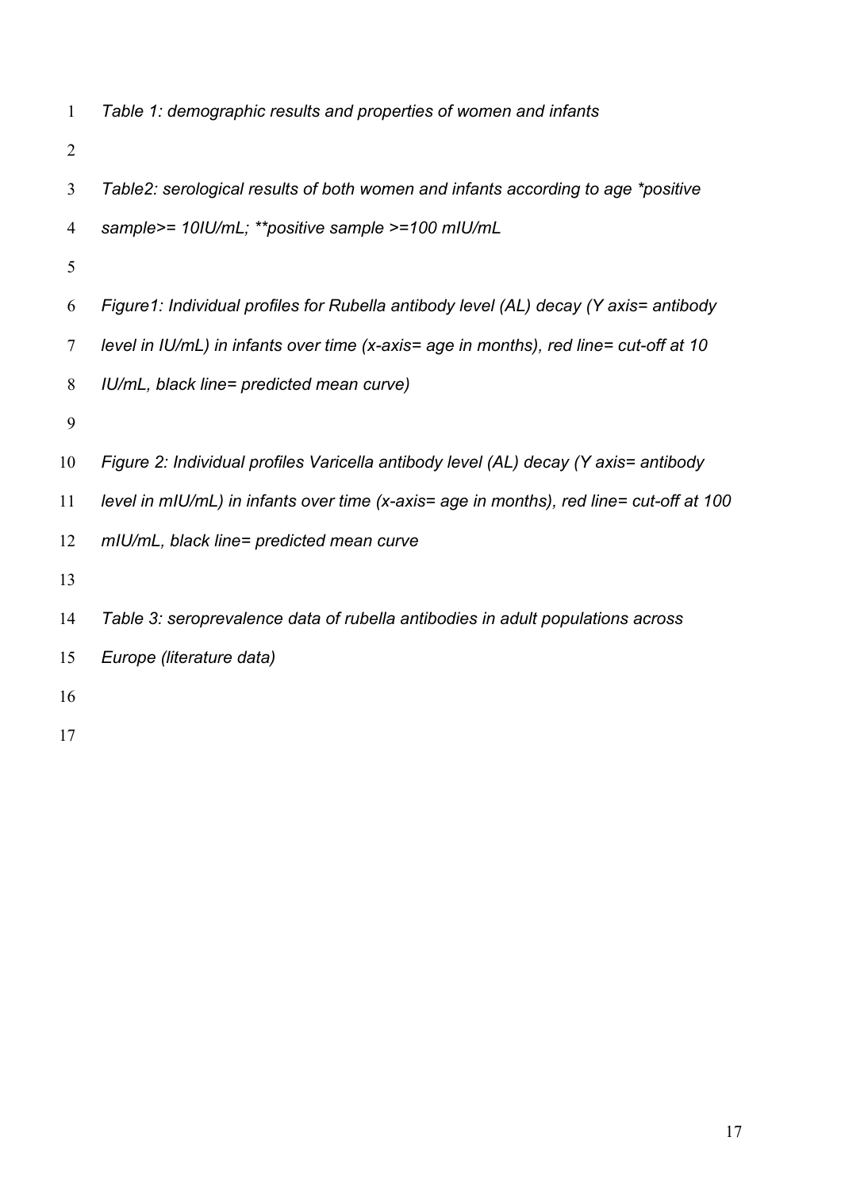*Table 1: demographic results and properties of women and infants*

*Table2: serological results of both women and infants according to age *positive sample>= 10IU/mL; **positive sample >=100 mIU/mL*

*Figure1: Individual profiles for Rubella antibody level (AL) decay (Y axis= antibody level in IU/mL) in infants over time (x-axis= age in months), red line= cut-off at 10 IU/mL, black line= predicted mean curve)*

*Figure 2: Individual profiles Varicella antibody level (AL) decay (Y axis= antibody level in mIU/mL) in infants over time (x-axis= age in months), red line= cut-off at 100 mIU/mL, black line= predicted mean curve*

*Table 3: seroprevalence data of rubella antibodies in adult populations across Europe (literature data)*